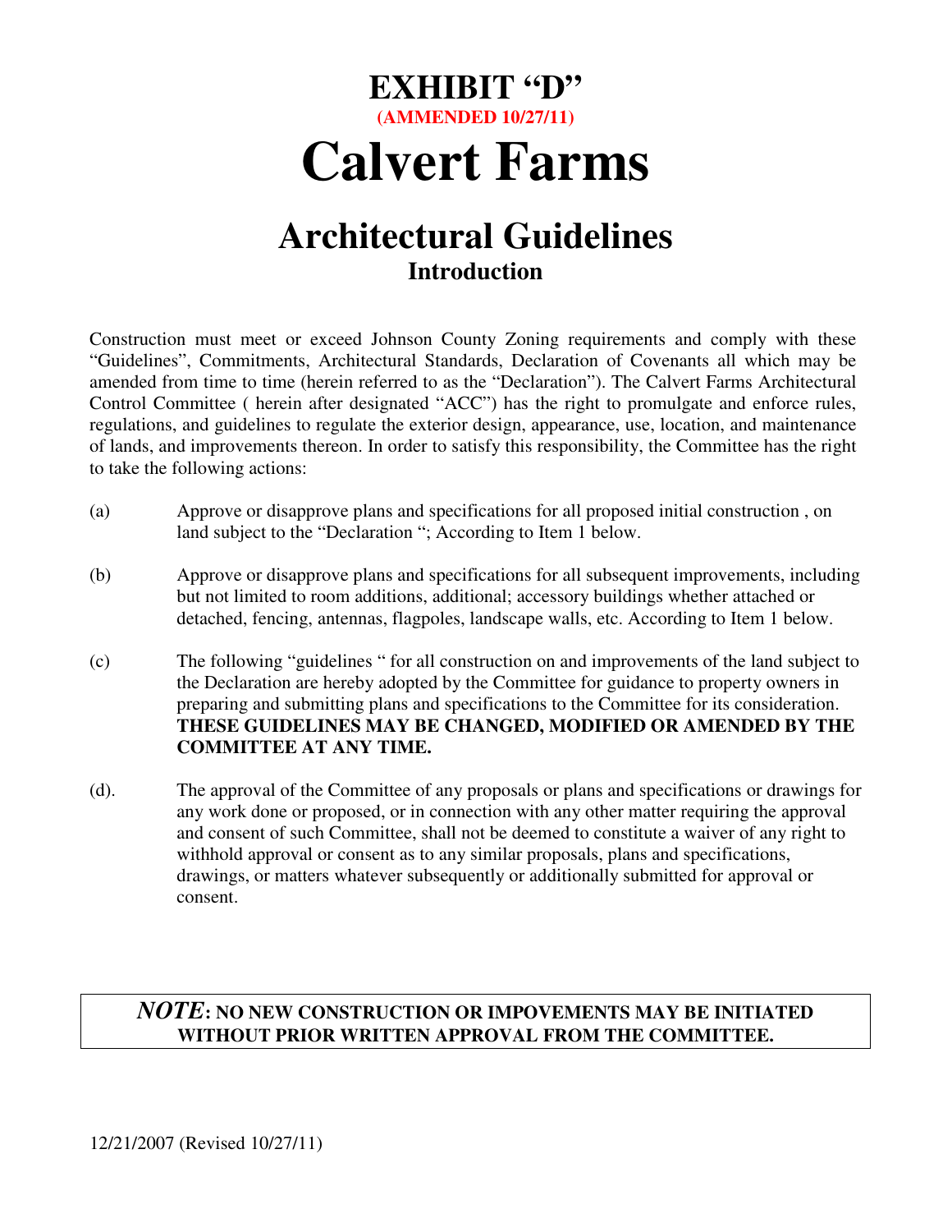# EXHIBIT "D"

**(AMMENDED 10/27/11)**

# Calvert Farms

## Architectural Guidelines

### Introduction

Construction must meet or exceed Johnson County Zoning requirements and comply with these "Guidelines", Commitments, Architectural Standards, Declaration of Covenants all which may be amended from time to time (herein referred to as the "Declaration"). The Calvert Farms Architectural Control Committee ( herein after designated "ACC") has the right to promulgate and enforce rules, regulations, and guidelines to regulate the exterior design, appearance, use, location, and maintenance of lands, and improvements thereon. In order to satisfy this responsibility, the Committee has the right to take the following actions:

(a) Approve or disapprove plans and specifications for all proposed initial construction , on land subject to the "Declaration "; According to Item 1 below.

(b) Approve or disapprove plans and specifications for all subsequent improvements, including but not limited to room additions, additional; accessory buildings whether attached or detached, fencing, antennas, flagpoles, landscape walls, etc. According to Item 1 below.

(c) The following "guidelines " for all construction on and improvements of the land subject to the Declaration are hereby adopted by the Committee for guidance to property owners in preparing and submitting plans and specifications to the Committee for its consideration. **THESE GUIDELINES MAY BE CHANGED, MODIFIED OR AMENDED BY THE COMMITTEE AT ANY TIME.**

(d). The approval of the Committee of any proposals or plans and specifications or drawings for any work done or proposed, or in connection with any other matter requiring the approval and consent of such Committee, shall not be deemed to constitute a waiver of any right to withhold approval or consent as to any similar proposals, plans and specifications, drawings, or matters whatever subsequently or additionally submitted for approval or consent.

***NOTE*: NO NEW CONSTRUCTION OR IMPOVEMENTS MAY BE INITIATED WITHOUT PRIOR WRITTEN APPROVAL FROM THE COMMITTEE.**

12/21/2007 (Revised 10/27/11)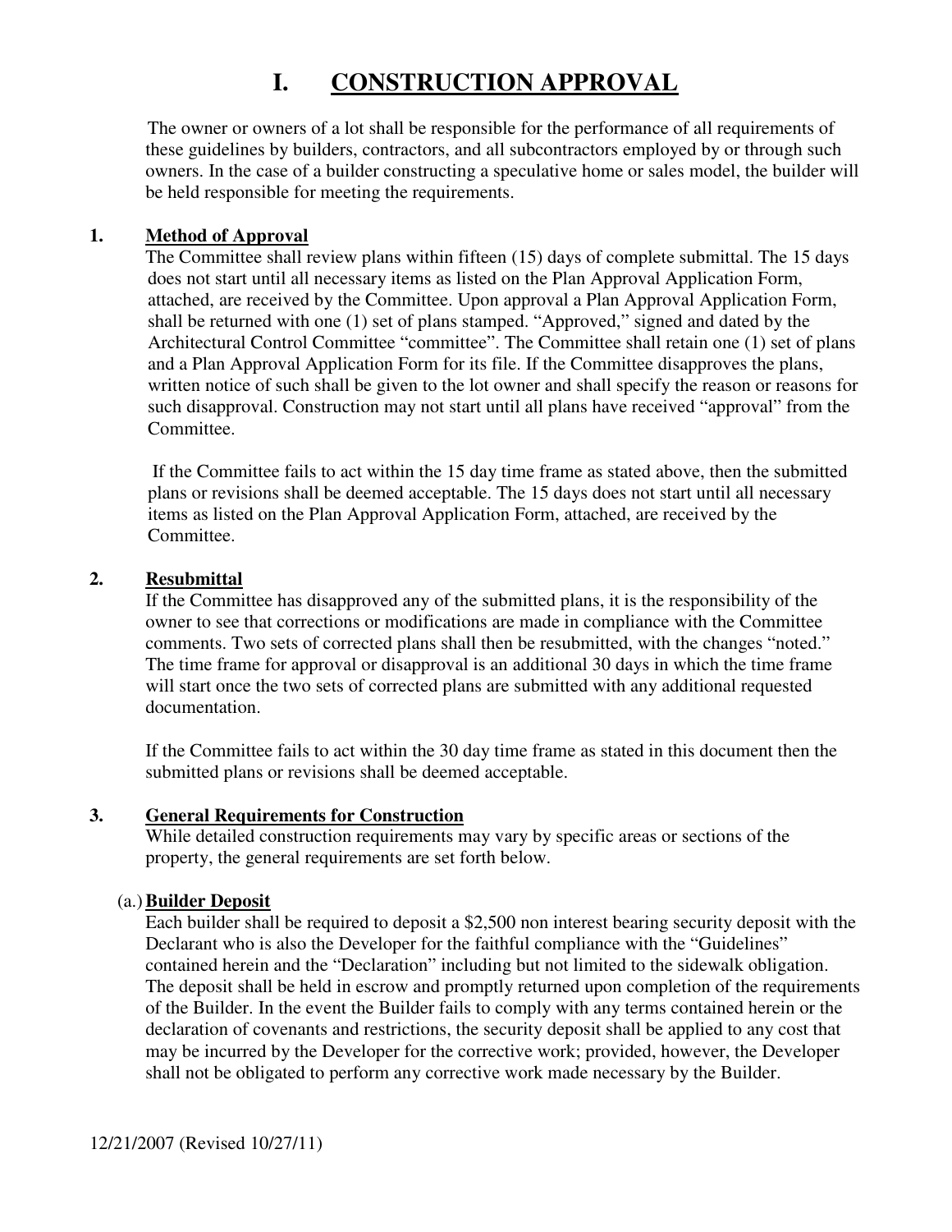# I. CONSTRUCTION APPROVAL

The owner or owners of a lot shall be responsible for the performance of all requirements of these guidelines by builders, contractors, and all subcontractors employed by or through such owners. In the case of a builder constructing a speculative home or sales model, the builder will be held responsible for meeting the requirements.

## 1. Method of Approval

The Committee shall review plans within fifteen (15) days of complete submittal. The 15 days does not start until all necessary items as listed on the Plan Approval Application Form, attached, are received by the Committee. Upon approval a Plan Approval Application Form, shall be returned with one (1) set of plans stamped. "Approved," signed and dated by the Architectural Control Committee "committee". The Committee shall retain one (1) set of plans and a Plan Approval Application Form for its file. If the Committee disapproves the plans, written notice of such shall be given to the lot owner and shall specify the reason or reasons for such disapproval. Construction may not start until all plans have received "approval" from the Committee.

If the Committee fails to act within the 15 day time frame as stated above, then the submitted plans or revisions shall be deemed acceptable. The 15 days does not start until all necessary items as listed on the Plan Approval Application Form, attached, are received by the Committee.

## 2. Resubmittal

If the Committee has disapproved any of the submitted plans, it is the responsibility of the owner to see that corrections or modifications are made in compliance with the Committee comments. Two sets of corrected plans shall then be resubmitted, with the changes "noted." The time frame for approval or disapproval is an additional 30 days in which the time frame will start once the two sets of corrected plans are submitted with any additional requested documentation.

If the Committee fails to act within the 30 day time frame as stated in this document then the submitted plans or revisions shall be deemed acceptable.

## 3. General Requirements for Construction

While detailed construction requirements may vary by specific areas or sections of the property, the general requirements are set forth below.

### (a.) Builder Deposit

Each builder shall be required to deposit a $2,500 non interest bearing security deposit with the Declarant who is also the Developer for the faithful compliance with the "Guidelines" contained herein and the "Declaration" including but not limited to the sidewalk obligation. The deposit shall be held in escrow and promptly returned upon completion of the requirements of the Builder. In the event the Builder fails to comply with any terms contained herein or the declaration of covenants and restrictions, the security deposit shall be applied to any cost that may be incurred by the Developer for the corrective work; provided, however, the Developer shall not be obligated to perform any corrective work made necessary by the Builder.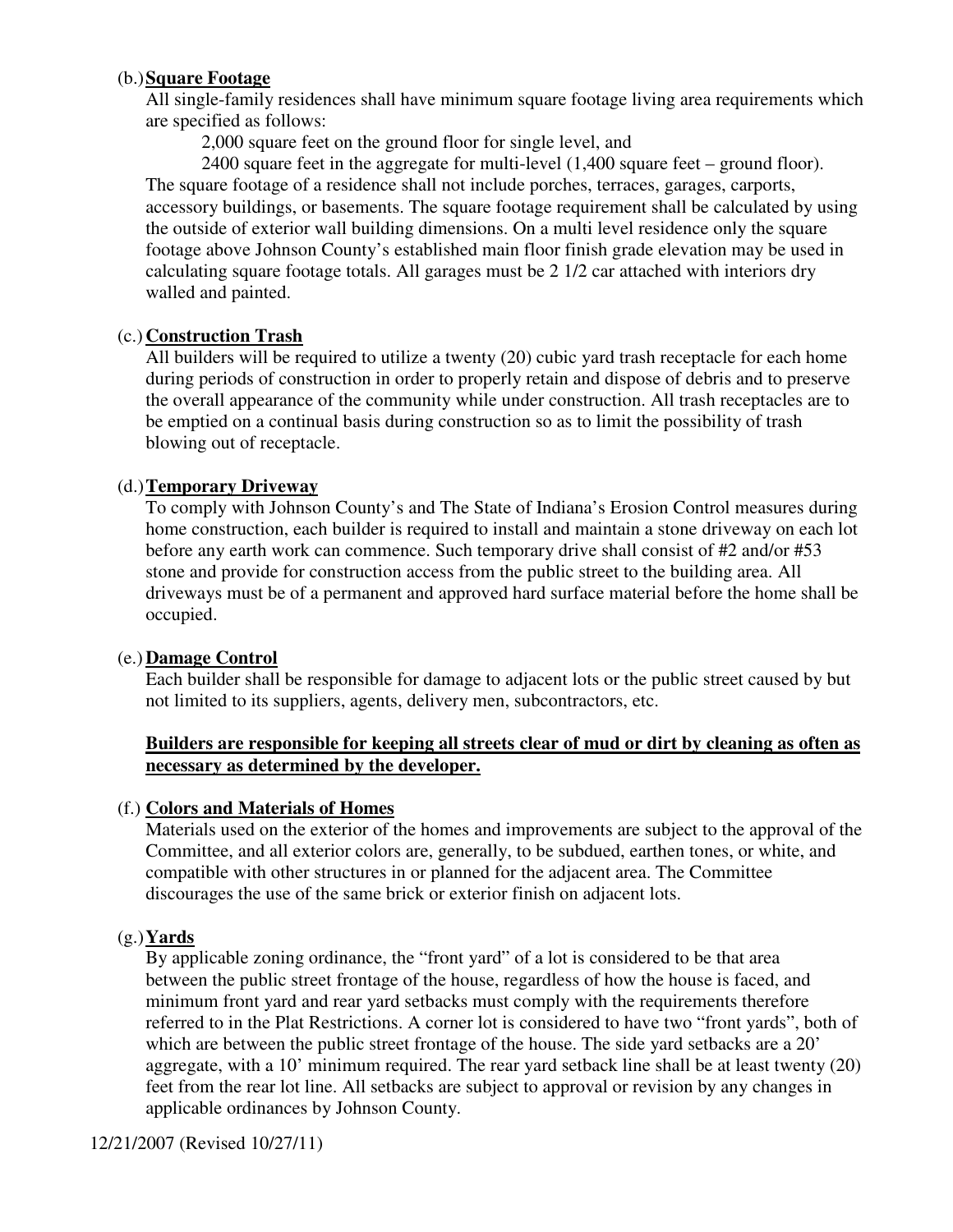(b.) **<u>Square Footage</u>**

All single-family residences shall have minimum square footage living area requirements which are specified as follows:

2,000 square feet on the ground floor for single level, and

2400 square feet in the aggregate for multi-level (1,400 square feet – ground floor).

The square footage of a residence shall not include porches, terraces, garages, carports, accessory buildings, or basements. The square footage requirement shall be calculated by using the outside of exterior wall building dimensions. On a multi level residence only the square footage above Johnson County's established main floor finish grade elevation may be used in calculating square footage totals. All garages must be 2 1/2 car attached with interiors dry walled and painted.

(c.) **<u>Construction Trash</u>**

All builders will be required to utilize a twenty (20) cubic yard trash receptacle for each home during periods of construction in order to properly retain and dispose of debris and to preserve the overall appearance of the community while under construction. All trash receptacles are to be emptied on a continual basis during construction so as to limit the possibility of trash blowing out of receptacle.

(d.) **<u>Temporary Driveway</u>**

To comply with Johnson County's and The State of Indiana's Erosion Control measures during home construction, each builder is required to install and maintain a stone driveway on each lot before any earth work can commence. Such temporary drive shall consist of #2 and/or #53 stone and provide for construction access from the public street to the building area. All driveways must be of a permanent and approved hard surface material before the home shall be occupied.

(e.) **<u>Damage Control</u>**

Each builder shall be responsible for damage to adjacent lots or the public street caused by but not limited to its suppliers, agents, delivery men, subcontractors, etc.

**<u>Builders are responsible for keeping all streets clear of mud or dirt by cleaning as often as necessary as determined by the developer.</u>**

(f.) **<u>Colors and Materials of Homes</u>**

Materials used on the exterior of the homes and improvements are subject to the approval of the Committee, and all exterior colors are, generally, to be subdued, earthen tones, or white, and compatible with other structures in or planned for the adjacent area. The Committee discourages the use of the same brick or exterior finish on adjacent lots.

(g.) **<u>Yards</u>**

By applicable zoning ordinance, the "front yard" of a lot is considered to be that area between the public street frontage of the house, regardless of how the house is faced, and minimum front yard and rear yard setbacks must comply with the requirements therefore referred to in the Plat Restrictions. A corner lot is considered to have two "front yards", both of which are between the public street frontage of the house. The side yard setbacks are a 20' aggregate, with a 10' minimum required. The rear yard setback line shall be at least twenty (20) feet from the rear lot line. All setbacks are subject to approval or revision by any changes in applicable ordinances by Johnson County.

12/21/2007 (Revised 10/27/11)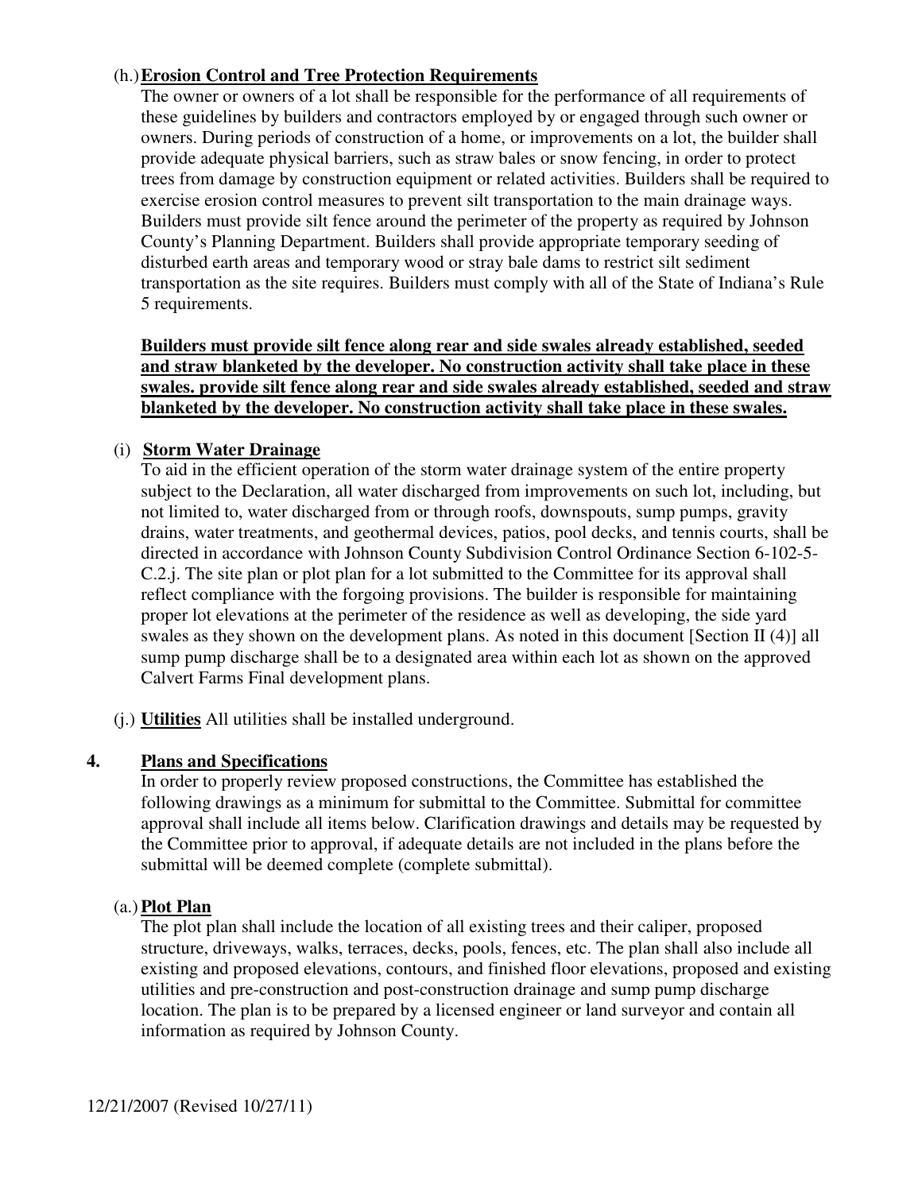(h.) **<u>Erosion Control and Tree Protection Requirements</u>**

The owner or owners of a lot shall be responsible for the performance of all requirements of these guidelines by builders and contractors employed by or engaged through such owner or owners. During periods of construction of a home, or improvements on a lot, the builder shall provide adequate physical barriers, such as straw bales or snow fencing, in order to protect trees from damage by construction equipment or related activities. Builders shall be required to exercise erosion control measures to prevent silt transportation to the main drainage ways. Builders must provide silt fence around the perimeter of the property as required by Johnson County's Planning Department. Builders shall provide appropriate temporary seeding of disturbed earth areas and temporary wood or stray bale dams to restrict silt sediment transportation as the site requires. Builders must comply with all of the State of Indiana's Rule 5 requirements.

**<u>Builders must provide silt fence along rear and side swales already established, seeded and straw blanketed by the developer. No construction activity shall take place in these swales. provide silt fence along rear and side swales already established, seeded and straw blanketed by the developer. No construction activity shall take place in these swales.</u>**

(i) **<u>Storm Water Drainage</u>**

To aid in the efficient operation of the storm water drainage system of the entire property subject to the Declaration, all water discharged from improvements on such lot, including, but not limited to, water discharged from or through roofs, downspouts, sump pumps, gravity drains, water treatments, and geothermal devices, patios, pool decks, and tennis courts, shall be directed in accordance with Johnson County Subdivision Control Ordinance Section 6-102-5-C.2.j. The site plan or plot plan for a lot submitted to the Committee for its approval shall reflect compliance with the forgoing provisions. The builder is responsible for maintaining proper lot elevations at the perimeter of the residence as well as developing, the side yard swales as they shown on the development plans. As noted in this document [Section II (4)] all sump pump discharge shall be to a designated area within each lot as shown on the approved Calvert Farms Final development plans.

(j.) **<u>Utilities</u>** All utilities shall be installed underground.

**4. <u>Plans and Specifications</u>**

In order to properly review proposed constructions, the Committee has established the following drawings as a minimum for submittal to the Committee. Submittal for committee approval shall include all items below. Clarification drawings and details may be requested by the Committee prior to approval, if adequate details are not included in the plans before the submittal will be deemed complete (complete submittal).

(a.) **<u>Plot Plan</u>**

The plot plan shall include the location of all existing trees and their caliper, proposed structure, driveways, walks, terraces, decks, pools, fences, etc. The plan shall also include all existing and proposed elevations, contours, and finished floor elevations, proposed and existing utilities and pre-construction and post-construction drainage and sump pump discharge location. The plan is to be prepared by a licensed engineer or land surveyor and contain all information as required by Johnson County.

12/21/2007 (Revised 10/27/11)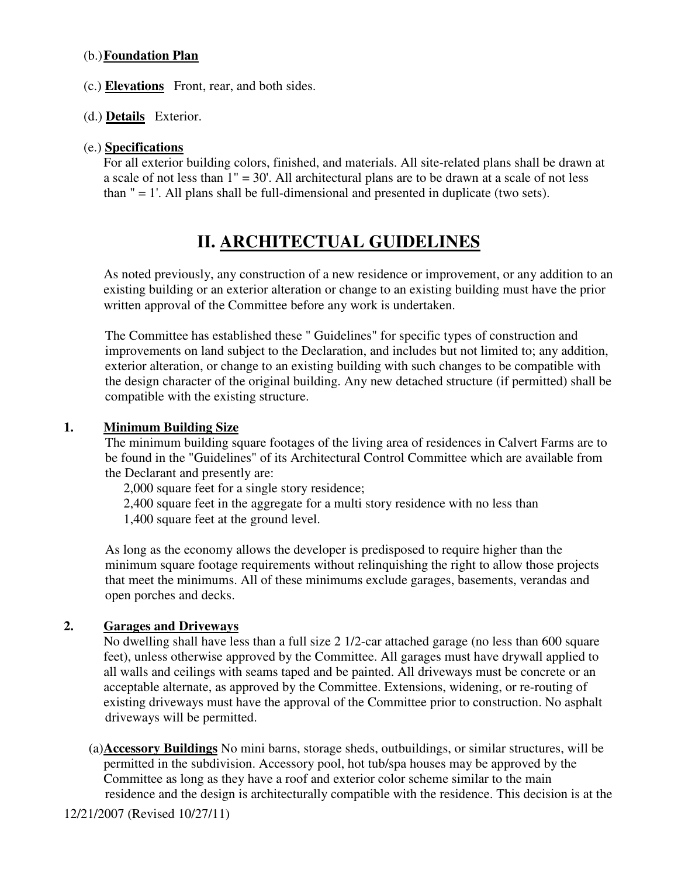(b.) **Foundation Plan**

(c.) **Elevations** Front, rear, and both sides.

(d.) **Details** Exterior.

(e.) **Specifications**
For all exterior building colors, finished, and materials. All site-related plans shall be drawn at a scale of not less than 1" = 30'. All architectural plans are to be drawn at a scale of not less than " = 1'. All plans shall be full-dimensional and presented in duplicate (two sets).

# II. ARCHITECTUAL GUIDELINES

As noted previously, any construction of a new residence or improvement, or any addition to an existing building or an exterior alteration or change to an existing building must have the prior written approval of the Committee before any work is undertaken.

The Committee has established these " Guidelines" for specific types of construction and improvements on land subject to the Declaration, and includes but not limited to; any addition, exterior alteration, or change to an existing building with such changes to be compatible with the design character of the original building. Any new detached structure (if permitted) shall be compatible with the existing structure.

**1. Minimum Building Size**

The minimum building square footages of the living area of residences in Calvert Farms are to be found in the "Guidelines" of its Architectural Control Committee which are available from the Declarant and presently are:

2,000 square feet for a single story residence;
2,400 square feet in the aggregate for a multi story residence with no less than 1,400 square feet at the ground level.

As long as the economy allows the developer is predisposed to require higher than the minimum square footage requirements without relinquishing the right to allow those projects that meet the minimums. All of these minimums exclude garages, basements, verandas and open porches and decks.

**2. Garages and Driveways**

No dwelling shall have less than a full size 2 1/2-car attached garage (no less than 600 square feet), unless otherwise approved by the Committee. All garages must have drywall applied to all walls and ceilings with seams taped and be painted. All driveways must be concrete or an acceptable alternate, as approved by the Committee. Extensions, widening, or re-routing of existing driveways must have the approval of the Committee prior to construction. No asphalt driveways will be permitted.

(a) **Accessory Buildings** No mini barns, storage sheds, outbuildings, or similar structures, will be permitted in the subdivision. Accessory pool, hot tub/spa houses may be approved by the Committee as long as they have a roof and exterior color scheme similar to the main residence and the design is architecturally compatible with the residence. This decision is at the

12/21/2007 (Revised 10/27/11)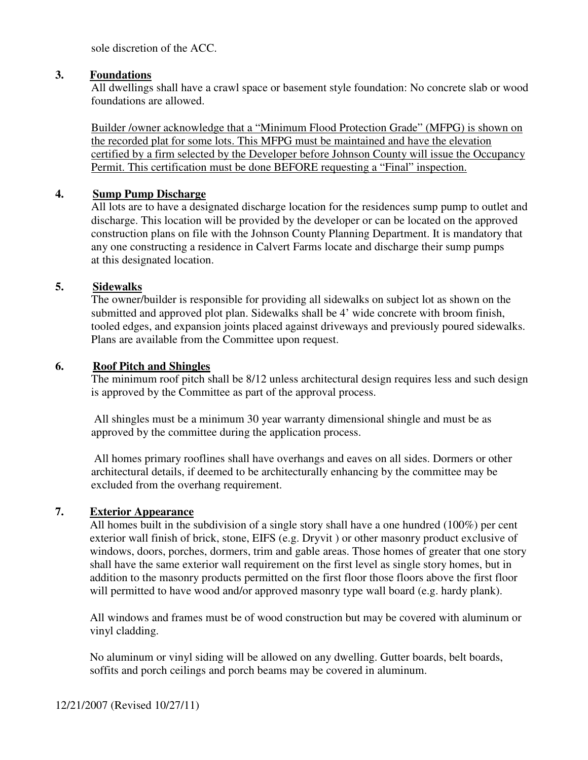sole discretion of the ACC.

### 3. **Foundations**

All dwellings shall have a crawl space or basement style foundation: No concrete slab or wood foundations are allowed.

<u>Builder /owner acknowledge that a "Minimum Flood Protection Grade" (MFPG) is shown on the recorded plat for some lots. This MFPG must be maintained and have the elevation certified by a firm selected by the Developer before Johnson County will issue the Occupancy Permit. This certification must be done BEFORE requesting a "Final" inspection.</u>

### 4. **Sump Pump Discharge**

All lots are to have a designated discharge location for the residences sump pump to outlet and discharge. This location will be provided by the developer or can be located on the approved construction plans on file with the Johnson County Planning Department. It is mandatory that any one constructing a residence in Calvert Farms locate and discharge their sump pumps at this designated location.

### 5. **Sidewalks**

The owner/builder is responsible for providing all sidewalks on subject lot as shown on the submitted and approved plot plan. Sidewalks shall be 4' wide concrete with broom finish, tooled edges, and expansion joints placed against driveways and previously poured sidewalks. Plans are available from the Committee upon request.

### 6. **Roof Pitch and Shingles**

The minimum roof pitch shall be 8/12 unless architectural design requires less and such design is approved by the Committee as part of the approval process.

All shingles must be a minimum 30 year warranty dimensional shingle and must be as approved by the committee during the application process.

All homes primary rooflines shall have overhangs and eaves on all sides. Dormers or other architectural details, if deemed to be architecturally enhancing by the committee may be excluded from the overhang requirement.

### 7. **Exterior Appearance**

All homes built in the subdivision of a single story shall have a one hundred (100%) per cent exterior wall finish of brick, stone, EIFS (e.g. Dryvit ) or other masonry product exclusive of windows, doors, porches, dormers, trim and gable areas. Those homes of greater that one story shall have the same exterior wall requirement on the first level as single story homes, but in addition to the masonry products permitted on the first floor those floors above the first floor will permitted to have wood and/or approved masonry type wall board (e.g. hardy plank).

All windows and frames must be of wood construction but may be covered with aluminum or vinyl cladding.

No aluminum or vinyl siding will be allowed on any dwelling. Gutter boards, belt boards, soffits and porch ceilings and porch beams may be covered in aluminum.

12/21/2007 (Revised 10/27/11)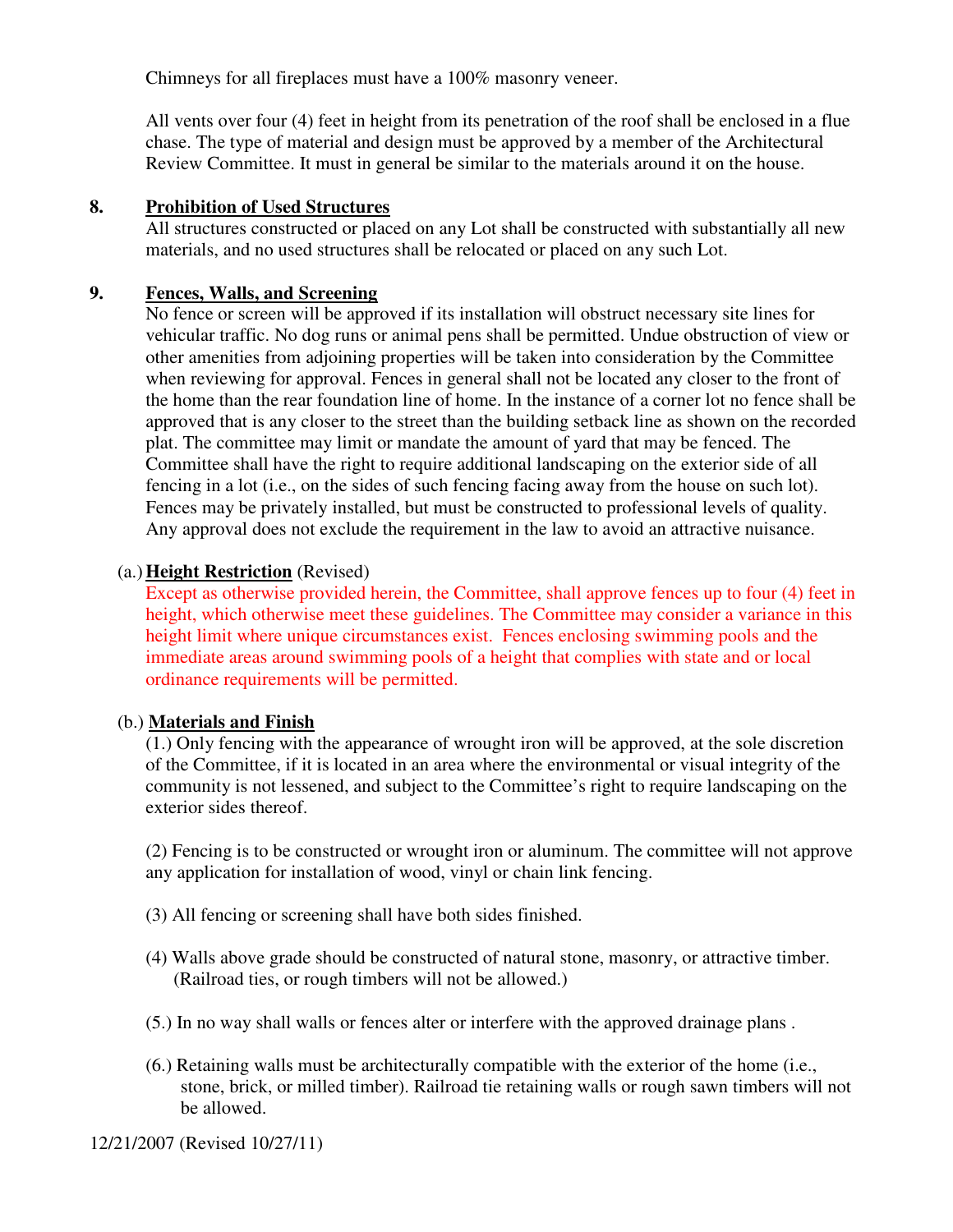Chimneys for all fireplaces must have a 100% masonry veneer.

All vents over four (4) feet in height from its penetration of the roof shall be enclosed in a flue chase. The type of material and design must be approved by a member of the Architectural Review Committee. It must in general be similar to the materials around it on the house.

**8. Prohibition of Used Structures**

All structures constructed or placed on any Lot shall be constructed with substantially all new materials, and no used structures shall be relocated or placed on any such Lot.

**9. Fences, Walls, and Screening**

No fence or screen will be approved if its installation will obstruct necessary site lines for vehicular traffic. No dog runs or animal pens shall be permitted. Undue obstruction of view or other amenities from adjoining properties will be taken into consideration by the Committee when reviewing for approval. Fences in general shall not be located any closer to the front of the home than the rear foundation line of home. In the instance of a corner lot no fence shall be approved that is any closer to the street than the building setback line as shown on the recorded plat. The committee may limit or mandate the amount of yard that may be fenced. The Committee shall have the right to require additional landscaping on the exterior side of all fencing in a lot (i.e., on the sides of such fencing facing away from the house on such lot). Fences may be privately installed, but must be constructed to professional levels of quality. Any approval does not exclude the requirement in the law to avoid an attractive nuisance.

(a.) **Height Restriction** (Revised)

Except as otherwise provided herein, the Committee, shall approve fences up to four (4) feet in height, which otherwise meet these guidelines. The Committee may consider a variance in this height limit where unique circumstances exist. Fences enclosing swimming pools and the immediate areas around swimming pools of a height that complies with state and or local ordinance requirements will be permitted.

(b.) **Materials and Finish**

(1.) Only fencing with the appearance of wrought iron will be approved, at the sole discretion of the Committee, if it is located in an area where the environmental or visual integrity of the community is not lessened, and subject to the Committee's right to require landscaping on the exterior sides thereof.

(2) Fencing is to be constructed or wrought iron or aluminum. The committee will not approve any application for installation of wood, vinyl or chain link fencing.

(3) All fencing or screening shall have both sides finished.

(4) Walls above grade should be constructed of natural stone, masonry, or attractive timber. (Railroad ties, or rough timbers will not be allowed.)

(5.) In no way shall walls or fences alter or interfere with the approved drainage plans .

(6.) Retaining walls must be architecturally compatible with the exterior of the home (i.e., stone, brick, or milled timber). Railroad tie retaining walls or rough sawn timbers will not be allowed.

12/21/2007 (Revised 10/27/11)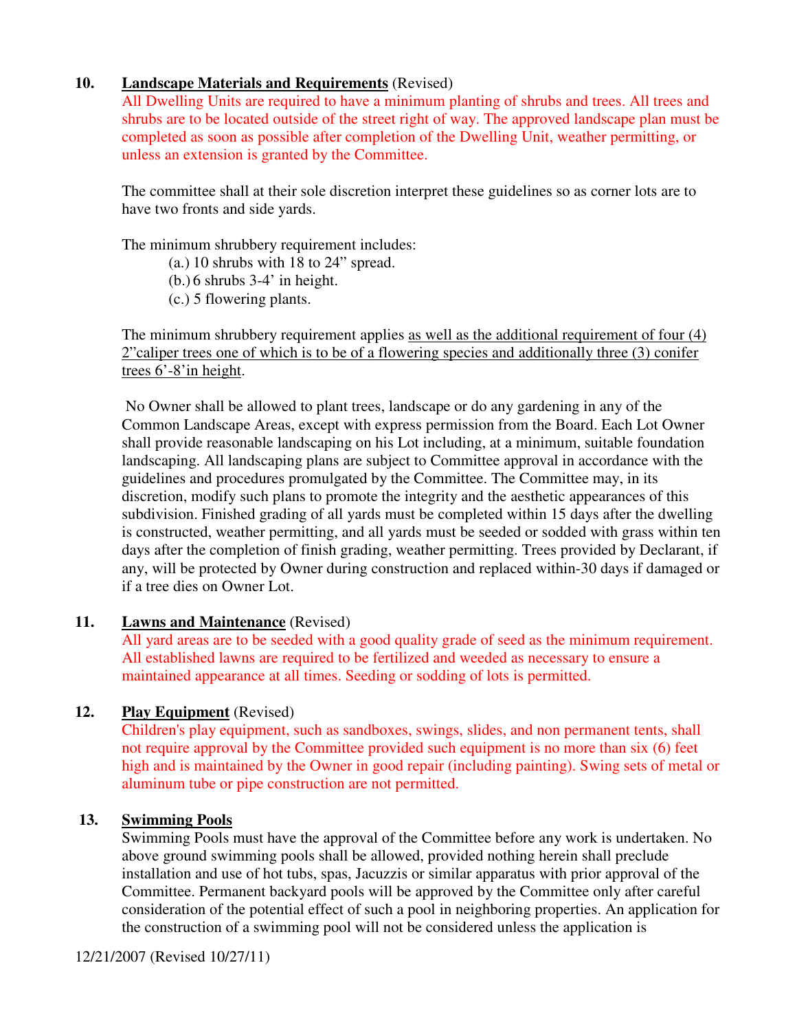**10. Landscape Materials and Requirements** (Revised)

All Dwelling Units are required to have a minimum planting of shrubs and trees. All trees and shrubs are to be located outside of the street right of way. The approved landscape plan must be completed as soon as possible after completion of the Dwelling Unit, weather permitting, or unless an extension is granted by the Committee.

The committee shall at their sole discretion interpret these guidelines so as corner lots are to have two fronts and side yards.

The minimum shrubbery requirement includes:

(a.) 10 shrubs with 18 to 24" spread.
(b.) 6 shrubs 3-4' in height.
(c.) 5 flowering plants.

The minimum shrubbery requirement applies as well as the additional requirement of four (4) 2"caliper trees one of which is to be of a flowering species and additionally three (3) conifer trees 6'-8'in height.

No Owner shall be allowed to plant trees, landscape or do any gardening in any of the Common Landscape Areas, except with express permission from the Board. Each Lot Owner shall provide reasonable landscaping on his Lot including, at a minimum, suitable foundation landscaping. All landscaping plans are subject to Committee approval in accordance with the guidelines and procedures promulgated by the Committee. The Committee may, in its discretion, modify such plans to promote the integrity and the aesthetic appearances of this subdivision. Finished grading of all yards must be completed within 15 days after the dwelling is constructed, weather permitting, and all yards must be seeded or sodded with grass within ten days after the completion of finish grading, weather permitting. Trees provided by Declarant, if any, will be protected by Owner during construction and replaced within-30 days if damaged or if a tree dies on Owner Lot.

**11. Lawns and Maintenance** (Revised)

All yard areas are to be seeded with a good quality grade of seed as the minimum requirement. All established lawns are required to be fertilized and weeded as necessary to ensure a maintained appearance at all times. Seeding or sodding of lots is permitted.

**12. Play Equipment** (Revised)

Children's play equipment, such as sandboxes, swings, slides, and non permanent tents, shall not require approval by the Committee provided such equipment is no more than six (6) feet high and is maintained by the Owner in good repair (including painting). Swing sets of metal or aluminum tube or pipe construction are not permitted.

**13. Swimming Pools**

Swimming Pools must have the approval of the Committee before any work is undertaken. No above ground swimming pools shall be allowed, provided nothing herein shall preclude installation and use of hot tubs, spas, Jacuzzis or similar apparatus with prior approval of the Committee. Permanent backyard pools will be approved by the Committee only after careful consideration of the potential effect of such a pool in neighboring properties. An application for the construction of a swimming pool will not be considered unless the application is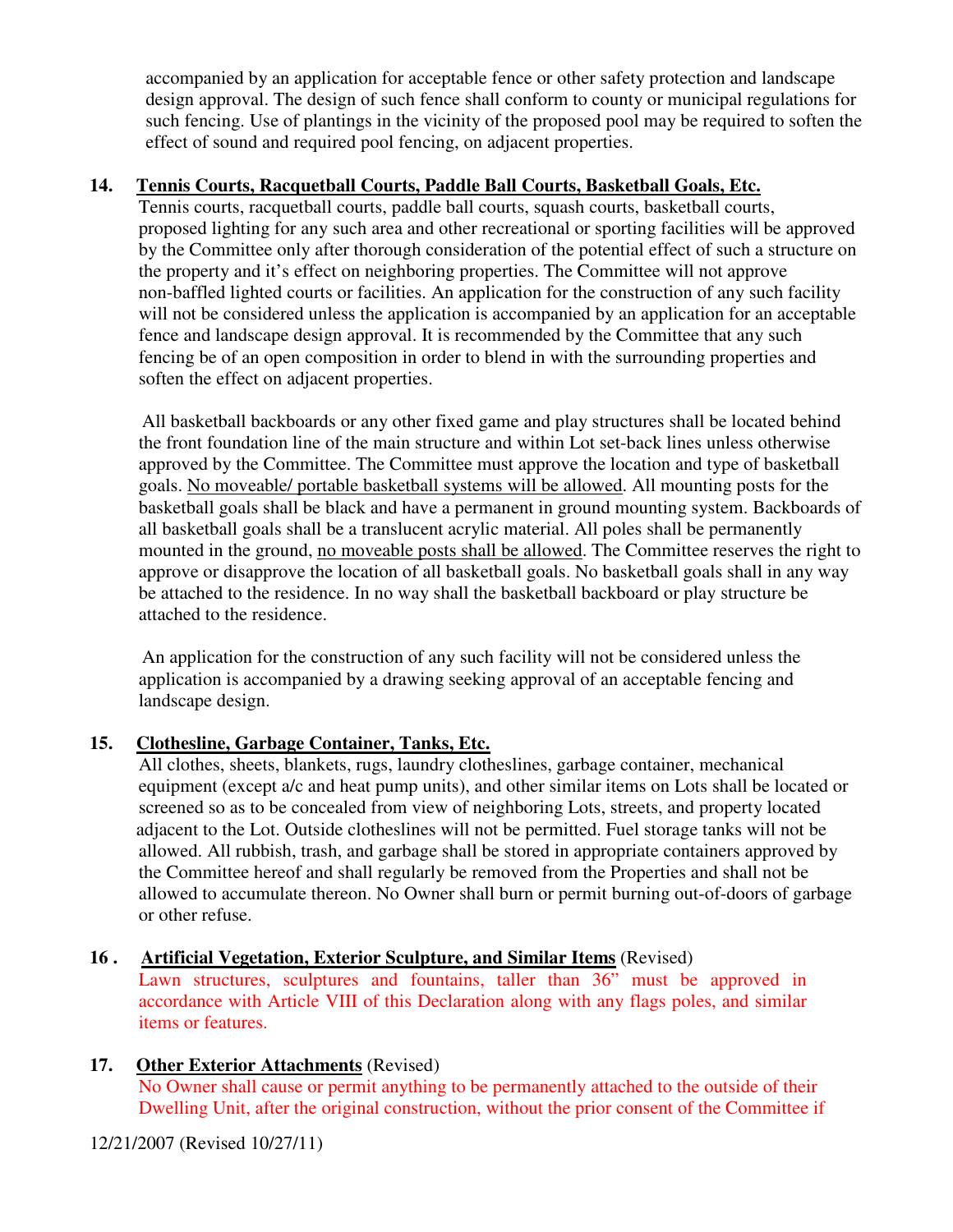accompanied by an application for acceptable fence or other safety protection and landscape design approval. The design of such fence shall conform to county or municipal regulations for such fencing. Use of plantings in the vicinity of the proposed pool may be required to soften the effect of sound and required pool fencing, on adjacent properties.

**14. Tennis Courts, Racquetball Courts, Paddle Ball Courts, Basketball Goals, Etc.**

Tennis courts, racquetball courts, paddle ball courts, squash courts, basketball courts, proposed lighting for any such area and other recreational or sporting facilities will be approved by the Committee only after thorough consideration of the potential effect of such a structure on the property and it's effect on neighboring properties. The Committee will not approve non-baffled lighted courts or facilities. An application for the construction of any such facility will not be considered unless the application is accompanied by an application for an acceptable fence and landscape design approval. It is recommended by the Committee that any such fencing be of an open composition in order to blend in with the surrounding properties and soften the effect on adjacent properties.

All basketball backboards or any other fixed game and play structures shall be located behind the front foundation line of the main structure and within Lot set-back lines unless otherwise approved by the Committee. The Committee must approve the location and type of basketball goals. No moveable/ portable basketball systems will be allowed. All mounting posts for the basketball goals shall be black and have a permanent in ground mounting system. Backboards of all basketball goals shall be a translucent acrylic material. All poles shall be permanently mounted in the ground, no moveable posts shall be allowed. The Committee reserves the right to approve or disapprove the location of all basketball goals. No basketball goals shall in any way be attached to the residence. In no way shall the basketball backboard or play structure be attached to the residence.

An application for the construction of any such facility will not be considered unless the application is accompanied by a drawing seeking approval of an acceptable fencing and landscape design.

**15. Clothesline, Garbage Container, Tanks, Etc.**

All clothes, sheets, blankets, rugs, laundry clotheslines, garbage container, mechanical equipment (except a/c and heat pump units), and other similar items on Lots shall be located or screened so as to be concealed from view of neighboring Lots, streets, and property located adjacent to the Lot. Outside clotheslines will not be permitted. Fuel storage tanks will not be allowed. All rubbish, trash, and garbage shall be stored in appropriate containers approved by the Committee hereof and shall regularly be removed from the Properties and shall not be allowed to accumulate thereon. No Owner shall burn or permit burning out-of-doors of garbage or other refuse.

**16. Artificial Vegetation, Exterior Sculpture, and Similar Items** (Revised)

Lawn structures, sculptures and fountains, taller than 36" must be approved in accordance with Article VIII of this Declaration along with any flags poles, and similar items or features.

**17. Other Exterior Attachments** (Revised)

No Owner shall cause or permit anything to be permanently attached to the outside of their Dwelling Unit, after the original construction, without the prior consent of the Committee if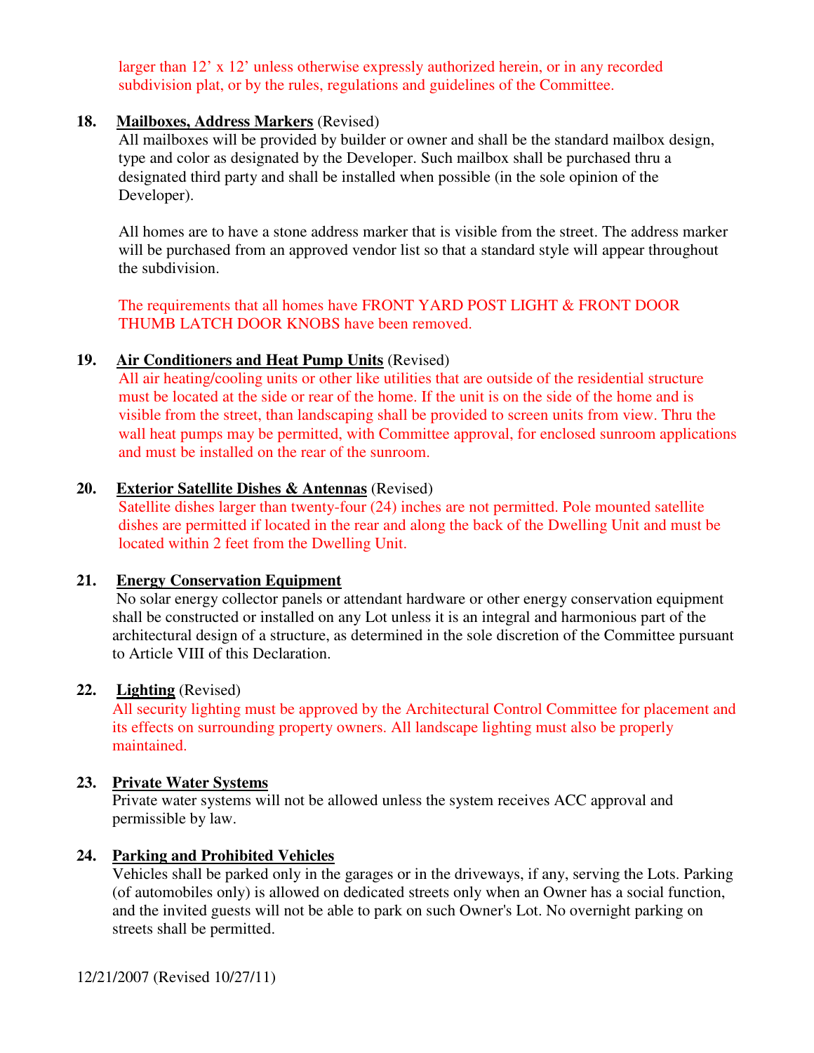larger than 12' x 12' unless otherwise expressly authorized herein, or in any recorded subdivision plat, or by the rules, regulations and guidelines of the Committee.

**18. Mailboxes, Address Markers** (Revised)

All mailboxes will be provided by builder or owner and shall be the standard mailbox design, type and color as designated by the Developer. Such mailbox shall be purchased thru a designated third party and shall be installed when possible (in the sole opinion of the Developer).

All homes are to have a stone address marker that is visible from the street. The address marker will be purchased from an approved vendor list so that a standard style will appear throughout the subdivision.

The requirements that all homes have FRONT YARD POST LIGHT & FRONT DOOR THUMB LATCH DOOR KNOBS have been removed.

**19. Air Conditioners and Heat Pump Units** (Revised)

All air heating/cooling units or other like utilities that are outside of the residential structure must be located at the side or rear of the home. If the unit is on the side of the home and is visible from the street, than landscaping shall be provided to screen units from view. Thru the wall heat pumps may be permitted, with Committee approval, for enclosed sunroom applications and must be installed on the rear of the sunroom.

**20. Exterior Satellite Dishes & Antennas** (Revised)

Satellite dishes larger than twenty-four (24) inches are not permitted. Pole mounted satellite dishes are permitted if located in the rear and along the back of the Dwelling Unit and must be located within 2 feet from the Dwelling Unit.

**21. Energy Conservation Equipment**

No solar energy collector panels or attendant hardware or other energy conservation equipment shall be constructed or installed on any Lot unless it is an integral and harmonious part of the architectural design of a structure, as determined in the sole discretion of the Committee pursuant to Article VIII of this Declaration.

**22. Lighting** (Revised)

All security lighting must be approved by the Architectural Control Committee for placement and its effects on surrounding property owners. All landscape lighting must also be properly maintained.

**23. Private Water Systems**

Private water systems will not be allowed unless the system receives ACC approval and permissible by law.

**24. Parking and Prohibited Vehicles**

Vehicles shall be parked only in the garages or in the driveways, if any, serving the Lots. Parking (of automobiles only) is allowed on dedicated streets only when an Owner has a social function, and the invited guests will not be able to park on such Owner's Lot. No overnight parking on streets shall be permitted.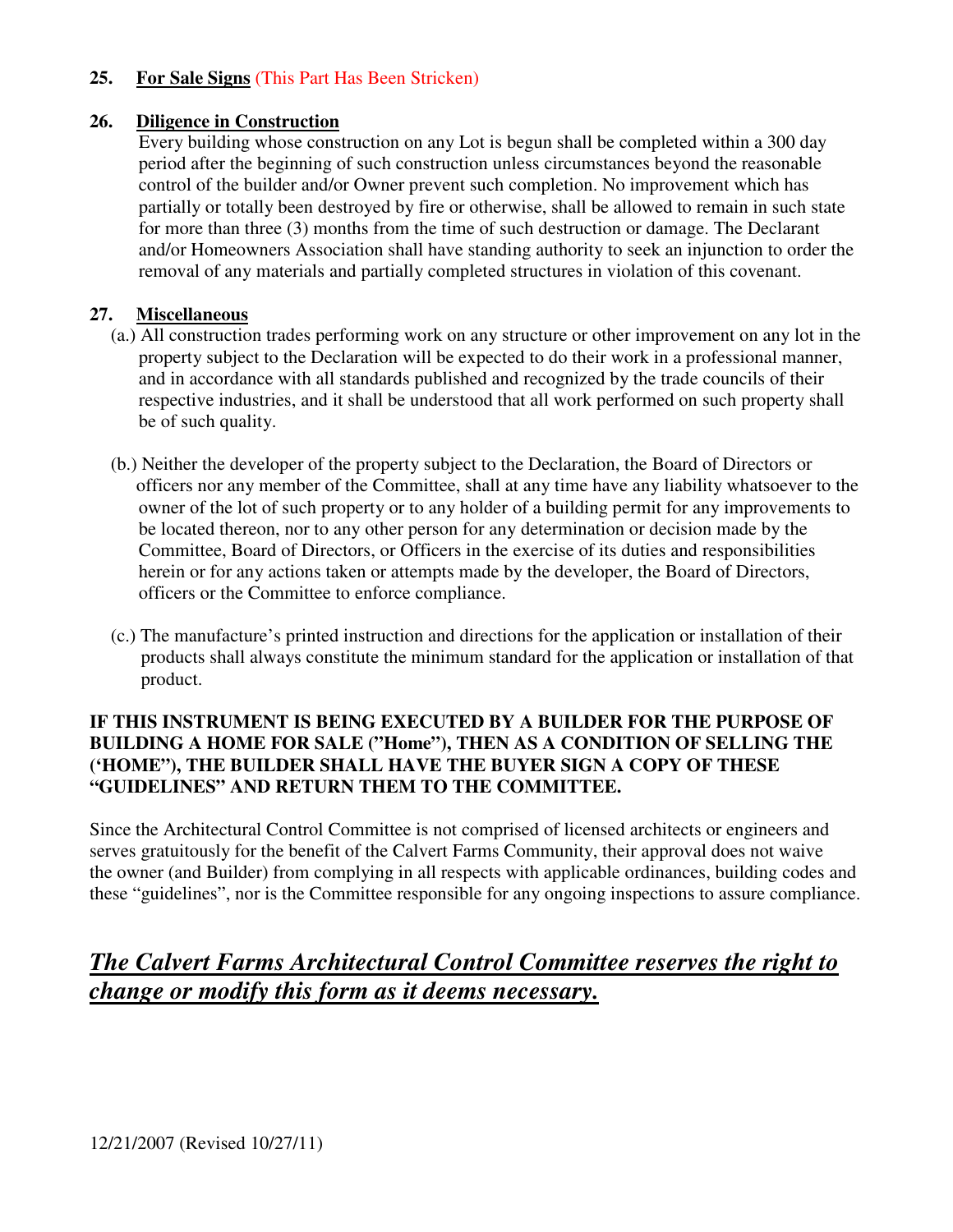**25. For Sale Signs** (This Part Has Been Stricken)

**26. Diligence in Construction**

Every building whose construction on any Lot is begun shall be completed within a 300 day period after the beginning of such construction unless circumstances beyond the reasonable control of the builder and/or Owner prevent such completion. No improvement which has partially or totally been destroyed by fire or otherwise, shall be allowed to remain in such state for more than three (3) months from the time of such destruction or damage. The Declarant and/or Homeowners Association shall have standing authority to seek an injunction to order the removal of any materials and partially completed structures in violation of this covenant.

**27. Miscellaneous**

(a.) All construction trades performing work on any structure or other improvement on any lot in the property subject to the Declaration will be expected to do their work in a professional manner, and in accordance with all standards published and recognized by the trade councils of their respective industries, and it shall be understood that all work performed on such property shall be of such quality.

(b.) Neither the developer of the property subject to the Declaration, the Board of Directors or officers nor any member of the Committee, shall at any time have any liability whatsoever to the owner of the lot of such property or to any holder of a building permit for any improvements to be located thereon, nor to any other person for any determination or decision made by the Committee, Board of Directors, or Officers in the exercise of its duties and responsibilities herein or for any actions taken or attempts made by the developer, the Board of Directors, officers or the Committee to enforce compliance.

(c.) The manufacture's printed instruction and directions for the application or installation of their products shall always constitute the minimum standard for the application or installation of that product.

**IF THIS INSTRUMENT IS BEING EXECUTED BY A BUILDER FOR THE PURPOSE OF BUILDING A HOME FOR SALE ("Home"), THEN AS A CONDITION OF SELLING THE ('HOME"), THE BUILDER SHALL HAVE THE BUYER SIGN A COPY OF THESE "GUIDELINES" AND RETURN THEM TO THE COMMITTEE.**

Since the Architectural Control Committee is not comprised of licensed architects or engineers and serves gratuitously for the benefit of the Calvert Farms Community, their approval does not waive the owner (and Builder) from complying in all respects with applicable ordinances, building codes and these "guidelines", nor is the Committee responsible for any ongoing inspections to assure compliance.

***The Calvert Farms Architectural Control Committee reserves the right to change or modify this form as it deems necessary.***

12/21/2007 (Revised 10/27/11)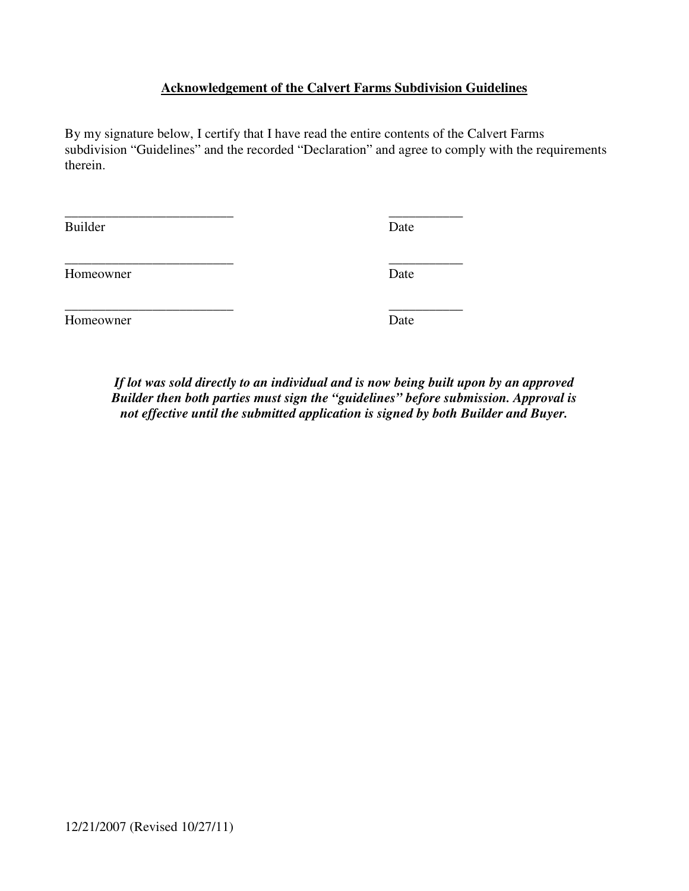**Acknowledgement of the Calvert Farms Subdivision Guidelines**

By my signature below, I certify that I have read the entire contents of the Calvert Farms subdivision "Guidelines" and the recorded "Declaration" and agree to comply with the requirements therein.

_________________________ ___________

Builder Date

_________________________ ___________

Homeowner Date

_________________________ ___________

Homeowner Date

***If lot was sold directly to an individual and is now being built upon by an approved Builder then both parties must sign the "guidelines" before submission. Approval is not effective until the submitted application is signed by both Builder and Buyer.***

12/21/2007 (Revised 10/27/11)